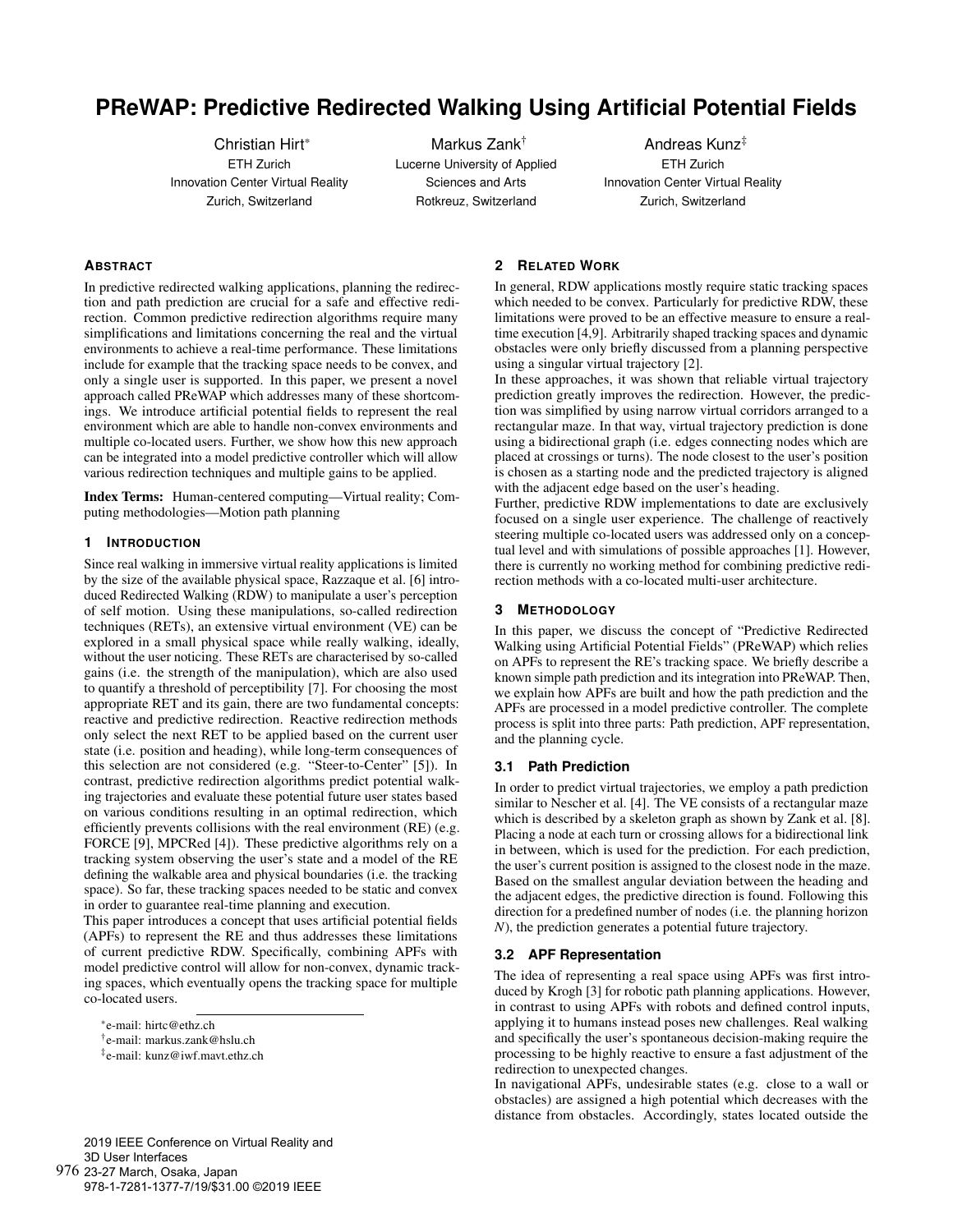# PReWAP: Predictive Redirected Walking Using Artificial Potential Fields

Christian Hirt[*]
ETH Zurich
Innovation Center Virtual Reality
Zurich, Switzerland

Markus Zank[†]
Lucerne University of Applied Sciences and Arts
Rotkreuz, Switzerland

Andreas Kunz[‡]
ETH Zurich
Innovation Center Virtual Reality
Zurich, Switzerland

## Abstract

In predictive redirected walking applications, planning the redirection and path prediction are crucial for a safe and effective redirection. Common predictive redirection algorithms require many simplifications and limitations concerning the real and the virtual environments to achieve a real-time performance. These limitations include for example that the tracking space needs to be convex, and only a single user is supported. In this paper, we present a novel approach called PReWAP which addresses many of these shortcomings. We introduce artificial potential fields to represent the real environment which are able to handle non-convex environments and multiple co-located users. Further, we show how this new approach can be integrated into a model predictive controller which will allow various redirection techniques and multiple gains to be applied.

**Index Terms:** Human-centered computing—Virtual reality; Computing methodologies—Motion path planning

## 1 Introduction

Since real walking in immersive virtual reality applications is limited by the size of the available physical space, Razzaque et al. [6] introduced Redirected Walking (RDW) to manipulate a user's perception of self motion. Using these manipulations, so-called redirection techniques (RETs), an extensive virtual environment (VE) can be explored in a small physical space while really walking, ideally, without the user noticing. These RETs are characterised by so-called gains (i.e. the strength of the manipulation), which are also used to quantify a threshold of perceptibility [7]. For choosing the most appropriate RET and its gain, there are two fundamental concepts: reactive and predictive redirection. Reactive redirection methods only select the next RET to be applied based on the current user state (i.e. position and heading), while long-term consequences of this selection are not considered (e.g. "Steer-to-Center" [5]). In contrast, predictive redirection algorithms predict potential walking trajectories and evaluate these potential future user states based on various conditions resulting in an optimal redirection, which efficiently prevents collisions with the real environment (RE) (e.g. FORCE [9], MPCRed [4]). These predictive algorithms rely on a tracking system observing the user's state and a model of the RE defining the walkable area and physical boundaries (i.e. the tracking space). So far, these tracking spaces needed to be static and convex in order to guarantee real-time planning and execution.

This paper introduces a concept that uses artificial potential fields (APFs) to represent the RE and thus addresses these limitations of current predictive RDW. Specifically, combining APFs with model predictive control will allow for non-convex, dynamic tracking spaces, which eventually opens the tracking space for multiple co-located users.

[*] e-mail: hirtc@ethz.ch

[†] e-mail: markus.zank@hslu.ch

[‡] e-mail: kunz@iwf.mavt.ethz.ch

## 2 Related Work

In general, RDW applications mostly require static tracking spaces which needed to be convex. Particularly for predictive RDW, these limitations were proved to be an effective measure to ensure a real-time execution [4,9]. Arbitrarily shaped tracking spaces and dynamic obstacles were only briefly discussed from a planning perspective using a singular virtual trajectory [2].

In these approaches, it was shown that reliable virtual trajectory prediction greatly improves the redirection. However, the prediction was simplified by using narrow virtual corridors arranged to a rectangular maze. In that way, virtual trajectory prediction is done using a bidirectional graph (i.e. edges connecting nodes which are placed at crossings or turns). The node closest to the user's position is chosen as a starting node and the predicted trajectory is aligned with the adjacent edge based on the user's heading.

Further, predictive RDW implementations to date are exclusively focused on a single user experience. The challenge of reactively steering multiple co-located users was addressed only on a conceptual level and with simulations of possible approaches [1]. However, there is currently no working method for combining predictive redirection methods with a co-located multi-user architecture.

## 3 Methodology

In this paper, we discuss the concept of "Predictive Redirected Walking using Artificial Potential Fields" (PReWAP) which relies on APFs to represent the RE's tracking space. We briefly describe a known simple path prediction and its integration into PReWAP. Then, we explain how APFs are built and how the path prediction and the APFs are processed in a model predictive controller. The complete process is split into three parts: Path prediction, APF representation, and the planning cycle.

### 3.1 Path Prediction

In order to predict virtual trajectories, we employ a path prediction similar to Nescher et al. [4]. The VE consists of a rectangular maze which is described by a skeleton graph as shown by Zank et al. [8]. Placing a node at each turn or crossing allows for a bidirectional link in between, which is used for the prediction. For each prediction, the user's current position is assigned to the closest node in the maze. Based on the smallest angular deviation between the heading and the adjacent edges, the predictive direction is found. Following this direction for a predefined number of nodes (i.e. the planning horizon $N$), the prediction generates a potential future trajectory.

### 3.2 APF Representation

The idea of representing a real space using APFs was first introduced by Krogh [3] for robotic path planning applications. However, in contrast to using APFs with robots and defined control inputs, applying it to humans instead poses new challenges. Real walking and specifically the user's spontaneous decision-making require the processing to be highly reactive to ensure a fast adjustment of the redirection to unexpected changes.

In navigational APFs, undesirable states (e.g. close to a wall or obstacles) are assigned a high potential which decreases with the distance from obstacles. Accordingly, states located outside the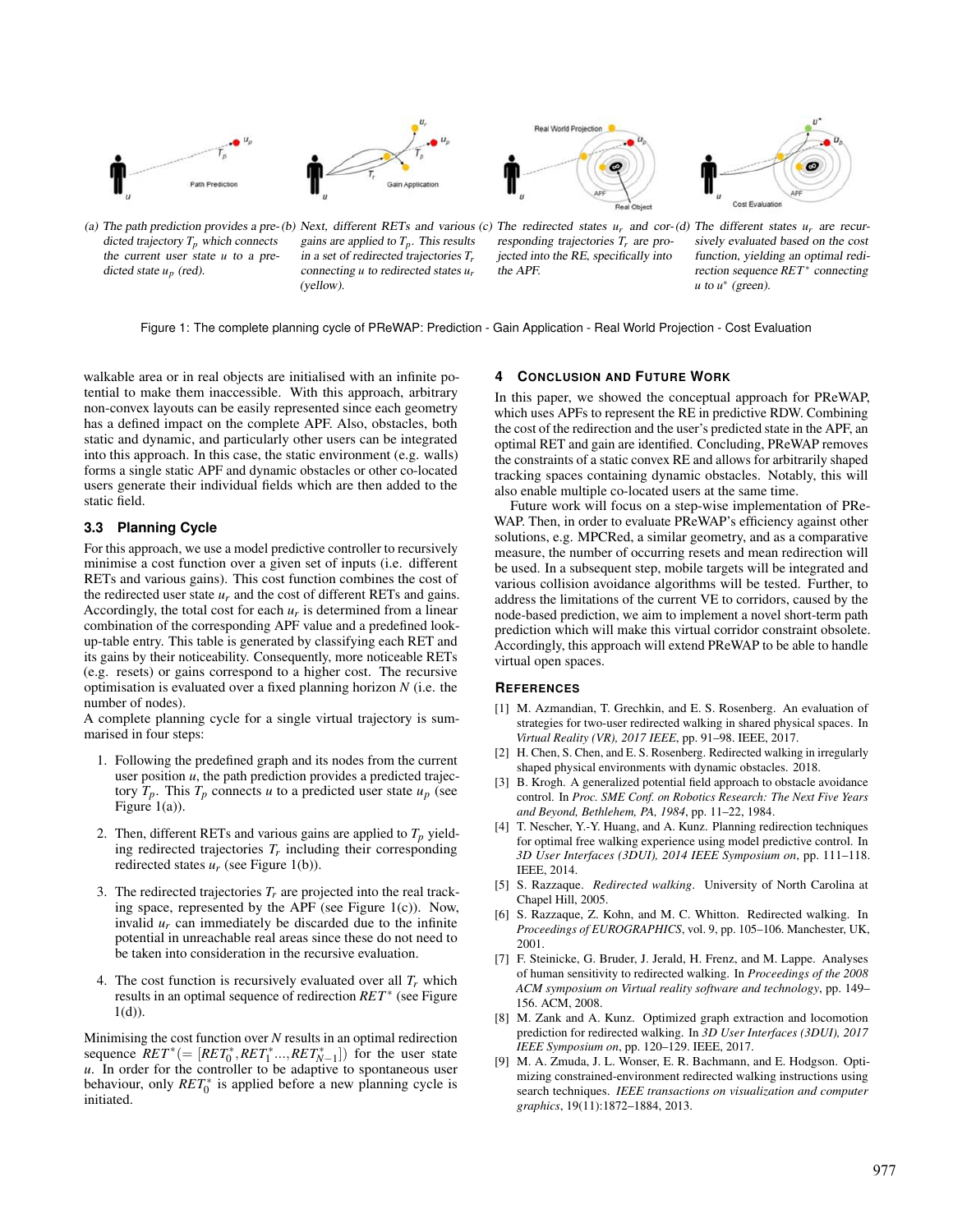Path Prediction

Gain Application

Real World Projection

APF

Real Object

Cost Evaluation

APF

(a) The path prediction provides a predicted trajectory $T_p$ which connects the current user state $u$ to a predicted state $u_p$ (red).

(b) Next, different RETs and various gains are applied to $T_p$. This results in a set of redirected trajectories $T_r$ connecting $u$ to redirected states $u_r$ (yellow).

(c) The redirected states $u_r$ and corresponding trajectories $T_r$ are projected into the RE, specifically into the APF.

(d) The different states $u_r$ are recursively evaluated based on the cost function, yielding an optimal redirection sequence $RET^*$ connecting $u$ to $u^*$ (green).

Figure 1: The complete planning cycle of PReWAP: Prediction - Gain Application - Real World Projection - Cost Evaluation

walkable area or in real objects are initialised with an infinite potential to make them inaccessible. With this approach, arbitrary non-convex layouts can be easily represented since each geometry has a defined impact on the complete APF. Also, obstacles, both static and dynamic, and particularly other users can be integrated into this approach. In this case, the static environment (e.g. walls) forms a single static APF and dynamic obstacles or other co-located users generate their individual fields which are then added to the static field.

### 3.3 Planning Cycle

For this approach, we use a model predictive controller to recursively minimise a cost function over a given set of inputs (i.e. different RETs and various gains). This cost function combines the cost of the redirected user state $u_r$ and the cost of different RETs and gains. Accordingly, the total cost for each $u_r$ is determined from a linear combination of the corresponding APF value and a predefined look-up-table entry. This table is generated by classifying each RET and its gains by their noticeability. Consequently, more noticeable RETs (e.g. resets) or gains correspond to a higher cost. The recursive optimisation is evaluated over a fixed planning horizon $N$ (i.e. the number of nodes).

A complete planning cycle for a single virtual trajectory is summarised in four steps:

1. Following the predefined graph and its nodes from the current user position $u$, the path prediction provides a predicted trajectory $T_p$. This $T_p$ connects $u$ to a predicted user state $u_p$ (see Figure 1(a)).

2. Then, different RETs and various gains are applied to $T_p$ yielding redirected trajectories $T_r$ including their corresponding redirected states $u_r$ (see Figure 1(b)).

3. The redirected trajectories $T_r$ are projected into the real tracking space, represented by the APF (see Figure 1(c)). Now, invalid $u_r$ can immediately be discarded due to the infinite potential in unreachable real areas since these do not need to be taken into consideration in the recursive evaluation.

4. The cost function is recursively evaluated over all $T_r$ which results in an optimal sequence of redirection $RET^*$ (see Figure 1(d)).

Minimising the cost function over $N$ results in an optimal redirection sequence $RET^* (= [RET_0^*, RET_1^* ..., RET_{N-1}^*])$ for the user state $u$. In order for the controller to be adaptive to spontaneous user behaviour, only $RET_0^*$ is applied before a new planning cycle is initiated.

## 4 Conclusion and Future Work

In this paper, we showed the conceptual approach for PReWAP, which uses APFs to represent the RE in predictive RDW. Combining the cost of the redirection and the user's predicted state in the APF, an optimal RET and gain are identified. Concluding, PReWAP removes the constraints of a static convex RE and allows for arbitrarily shaped tracking spaces containing dynamic obstacles. Notably, this will also enable multiple co-located users at the same time.

Future work will focus on a step-wise implementation of PReWAP. Then, in order to evaluate PReWAP's efficiency against other solutions, e.g. MPCRed, a similar geometry, and as a comparative measure, the number of occurring resets and mean redirection will be used. In a subsequent step, mobile targets will be integrated and various collision avoidance algorithms will be tested. Further, to address the limitations of the current VE to corridors, caused by the node-based prediction, we aim to implement a novel short-term path prediction which will make this virtual corridor constraint obsolete. Accordingly, this approach will extend PReWAP to be able to handle virtual open spaces.

## References

[1] M. Azmandian, T. Grechkin, and E. S. Rosenberg. An evaluation of strategies for two-user redirected walking in shared physical spaces. In *Virtual Reality (VR), 2017 IEEE*, pp. 91–98. IEEE, 2017.

[2] H. Chen, S. Chen, and E. S. Rosenberg. Redirected walking in irregularly shaped physical environments with dynamic obstacles. 2018.

[3] B. Krogh. A generalized potential field approach to obstacle avoidance control. In *Proc. SME Conf. on Robotics Research: The Next Five Years and Beyond, Bethlehem, PA, 1984*, pp. 11–22, 1984.

[4] T. Nescher, Y.-Y. Huang, and A. Kunz. Planning redirection techniques for optimal free walking experience using model predictive control. In *3D User Interfaces (3DUI), 2014 IEEE Symposium on*, pp. 111–118. IEEE, 2014.

[5] S. Razzaque. *Redirected walking*. University of North Carolina at Chapel Hill, 2005.

[6] S. Razzaque, Z. Kohn, and M. C. Whitton. Redirected walking. In *Proceedings of EUROGRAPHICS*, vol. 9, pp. 105–106. Manchester, UK, 2001.

[7] F. Steinicke, G. Bruder, J. Jerald, H. Frenz, and M. Lappe. Analyses of human sensitivity to redirected walking. In *Proceedings of the 2008 ACM symposium on Virtual reality software and technology*, pp. 149–156. ACM, 2008.

[8] M. Zank and A. Kunz. Optimized graph extraction and locomotion prediction for redirected walking. In *3D User Interfaces (3DUI), 2017 IEEE Symposium on*, pp. 120–129. IEEE, 2017.

[9] M. A. Zmuda, J. L. Wonser, E. R. Bachmann, and E. Hodgson. Optimizing constrained-environment redirected walking instructions using search techniques. *IEEE transactions on visualization and computer graphics*, 19(11):1872–1884, 2013.